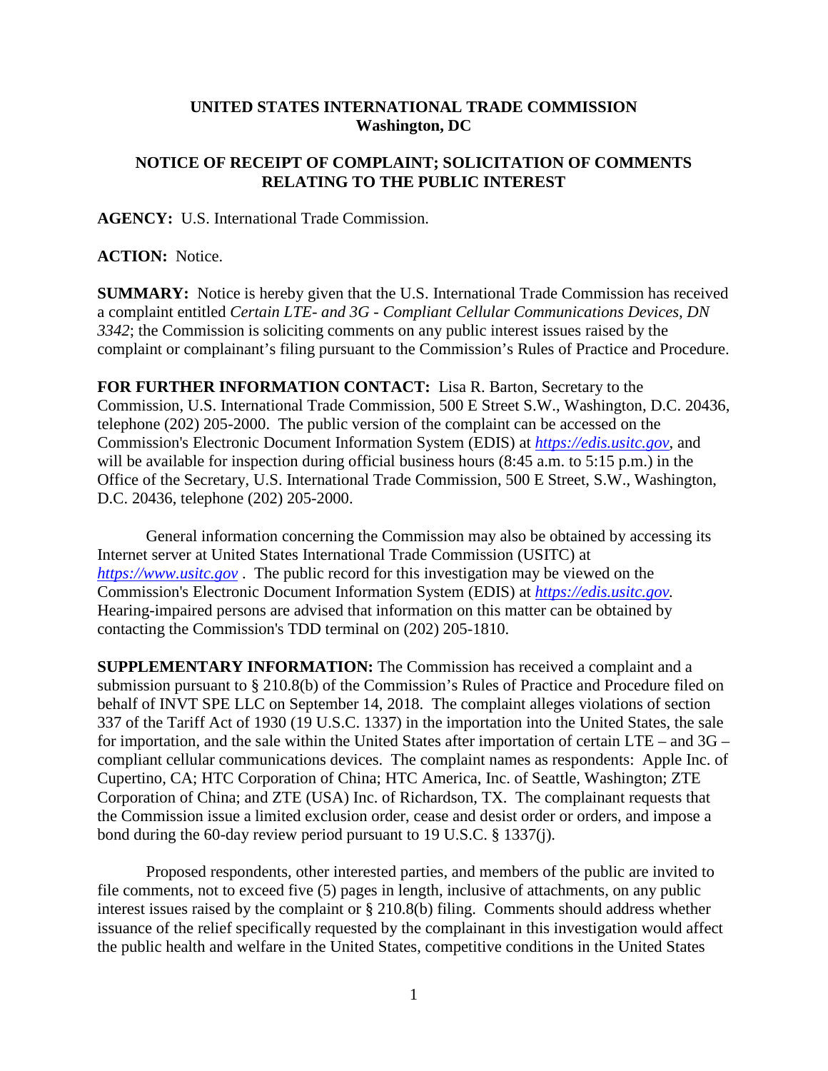**UNITED STATES INTERNATIONAL TRADE COMMISSION**
**Washington, DC**

**NOTICE OF RECEIPT OF COMPLAINT; SOLICITATION OF COMMENTS RELATING TO THE PUBLIC INTEREST**

**AGENCY:** U.S. International Trade Commission.

**ACTION:** Notice.

**SUMMARY:** Notice is hereby given that the U.S. International Trade Commission has received a complaint entitled *Certain LTE- and 3G - Compliant Cellular Communications Devices, DN 3342*; the Commission is soliciting comments on any public interest issues raised by the complaint or complainant's filing pursuant to the Commission's Rules of Practice and Procedure.

**FOR FURTHER INFORMATION CONTACT:** Lisa R. Barton, Secretary to the Commission, U.S. International Trade Commission, 500 E Street S.W., Washington, D.C. 20436, telephone (202) 205-2000. The public version of the complaint can be accessed on the Commission's Electronic Document Information System (EDIS) at *https://edis.usitc.gov*, and will be available for inspection during official business hours (8:45 a.m. to 5:15 p.m.) in the Office of the Secretary, U.S. International Trade Commission, 500 E Street, S.W., Washington, D.C. 20436, telephone (202) 205-2000.

General information concerning the Commission may also be obtained by accessing its Internet server at United States International Trade Commission (USITC) at *https://www.usitc.gov* . The public record for this investigation may be viewed on the Commission's Electronic Document Information System (EDIS) at *https://edis.usitc.gov.* Hearing-impaired persons are advised that information on this matter can be obtained by contacting the Commission's TDD terminal on (202) 205-1810.

**SUPPLEMENTARY INFORMATION:** The Commission has received a complaint and a submission pursuant to § 210.8(b) of the Commission's Rules of Practice and Procedure filed on behalf of INVT SPE LLC on September 14, 2018. The complaint alleges violations of section 337 of the Tariff Act of 1930 (19 U.S.C. 1337) in the importation into the United States, the sale for importation, and the sale within the United States after importation of certain LTE – and 3G – compliant cellular communications devices. The complaint names as respondents: Apple Inc. of Cupertino, CA; HTC Corporation of China; HTC America, Inc. of Seattle, Washington; ZTE Corporation of China; and ZTE (USA) Inc. of Richardson, TX. The complainant requests that the Commission issue a limited exclusion order, cease and desist order or orders, and impose a bond during the 60-day review period pursuant to 19 U.S.C. § 1337(j).

Proposed respondents, other interested parties, and members of the public are invited to file comments, not to exceed five (5) pages in length, inclusive of attachments, on any public interest issues raised by the complaint or § 210.8(b) filing. Comments should address whether issuance of the relief specifically requested by the complainant in this investigation would affect the public health and welfare in the United States, competitive conditions in the United States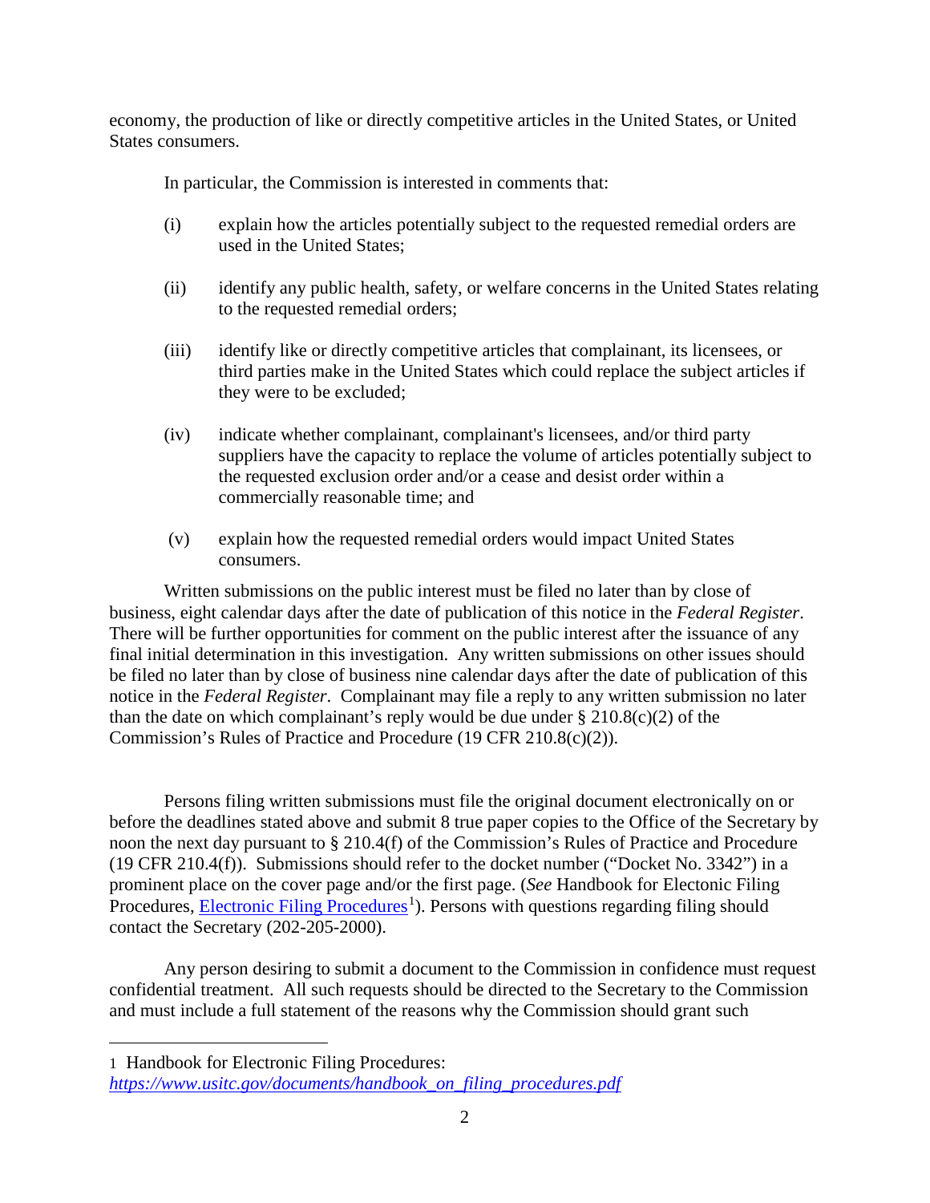economy, the production of like or directly competitive articles in the United States, or United States consumers.

In particular, the Commission is interested in comments that:

(i) explain how the articles potentially subject to the requested remedial orders are used in the United States;

(ii) identify any public health, safety, or welfare concerns in the United States relating to the requested remedial orders;

(iii) identify like or directly competitive articles that complainant, its licensees, or third parties make in the United States which could replace the subject articles if they were to be excluded;

(iv) indicate whether complainant, complainant's licensees, and/or third party suppliers have the capacity to replace the volume of articles potentially subject to the requested exclusion order and/or a cease and desist order within a commercially reasonable time; and

(v) explain how the requested remedial orders would impact United States consumers.

Written submissions on the public interest must be filed no later than by close of business, eight calendar days after the date of publication of this notice in the *Federal Register*. There will be further opportunities for comment on the public interest after the issuance of any final initial determination in this investigation. Any written submissions on other issues should be filed no later than by close of business nine calendar days after the date of publication of this notice in the *Federal Register*. Complainant may file a reply to any written submission no later than the date on which complainant's reply would be due under § 210.8(c)(2) of the Commission's Rules of Practice and Procedure (19 CFR 210.8(c)(2)).

Persons filing written submissions must file the original document electronically on or before the deadlines stated above and submit 8 true paper copies to the Office of the Secretary by noon the next day pursuant to § 210.4(f) of the Commission's Rules of Practice and Procedure (19 CFR 210.4(f)). Submissions should refer to the docket number ("Docket No. 3342") in a prominent place on the cover page and/or the first page. (*See* Handbook for Electonic Filing Procedures, Electronic Filing Procedures[1]). Persons with questions regarding filing should contact the Secretary (202-205-2000).

Any person desiring to submit a document to the Commission in confidence must request confidential treatment. All such requests should be directed to the Secretary to the Commission and must include a full statement of the reasons why the Commission should grant such

---

1 Handbook for Electronic Filing Procedures: *https://www.usitc.gov/documents/handbook_on_filing_procedures.pdf*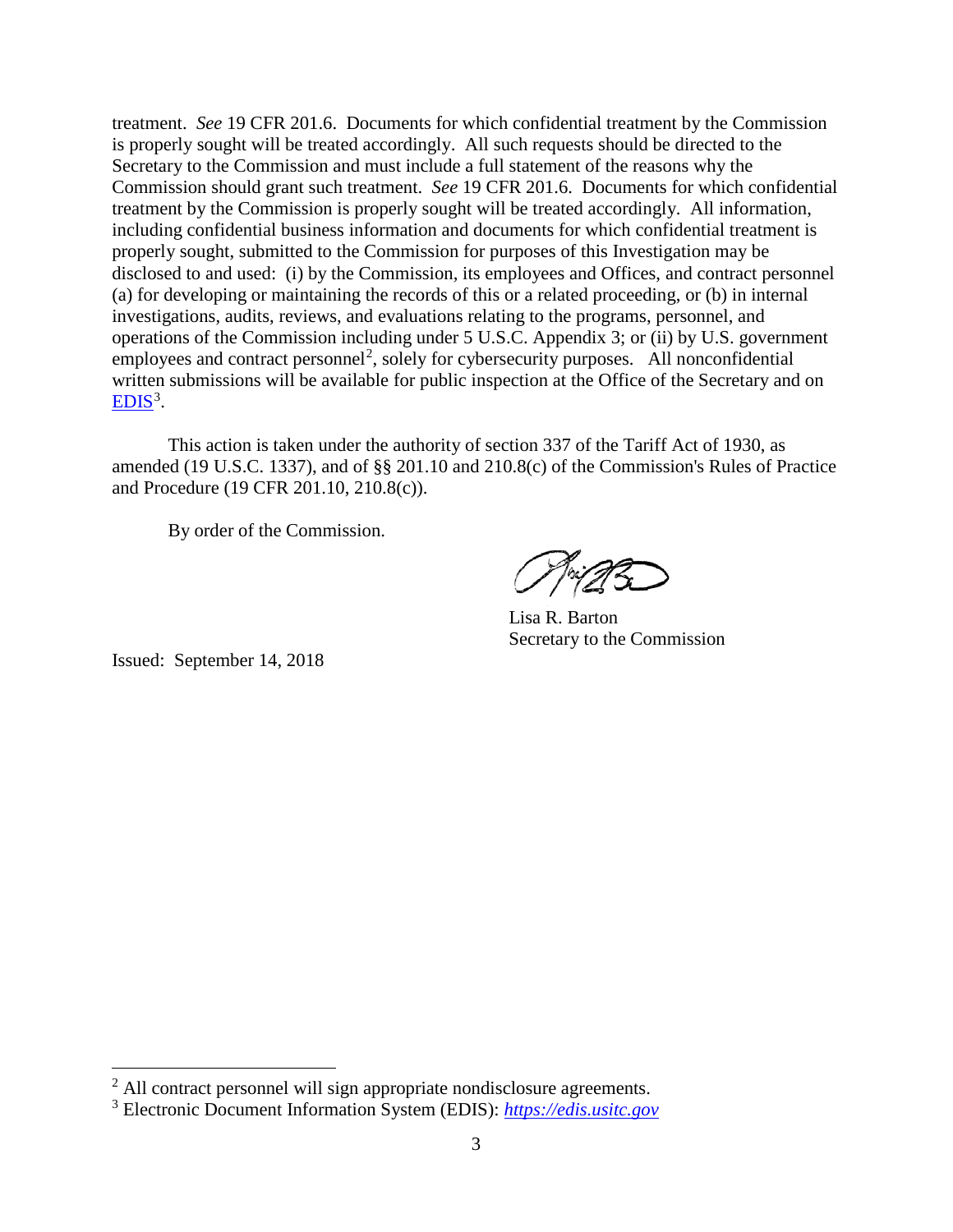treatment. *See* 19 CFR 201.6. Documents for which confidential treatment by the Commission is properly sought will be treated accordingly. All such requests should be directed to the Secretary to the Commission and must include a full statement of the reasons why the Commission should grant such treatment. *See* 19 CFR 201.6. Documents for which confidential treatment by the Commission is properly sought will be treated accordingly. All information, including confidential business information and documents for which confidential treatment is properly sought, submitted to the Commission for purposes of this Investigation may be disclosed to and used: (i) by the Commission, its employees and Offices, and contract personnel (a) for developing or maintaining the records of this or a related proceeding, or (b) in internal investigations, audits, reviews, and evaluations relating to the programs, personnel, and operations of the Commission including under 5 U.S.C. Appendix 3; or (ii) by U.S. government employees and contract personnel[2], solely for cybersecurity purposes. All nonconfidential written submissions will be available for public inspection at the Office of the Secretary and on EDIS[3].

This action is taken under the authority of section 337 of the Tariff Act of 1930, as amended (19 U.S.C. 1337), and of §§ 201.10 and 210.8(c) of the Commission's Rules of Practice and Procedure (19 CFR 201.10, 210.8(c)).

By order of the Commission.

Lisa R. Barton
Secretary to the Commission

Issued: September 14, 2018

[2] All contract personnel will sign appropriate nondisclosure agreements.

[3] Electronic Document Information System (EDIS): *https://edis.usitc.gov*